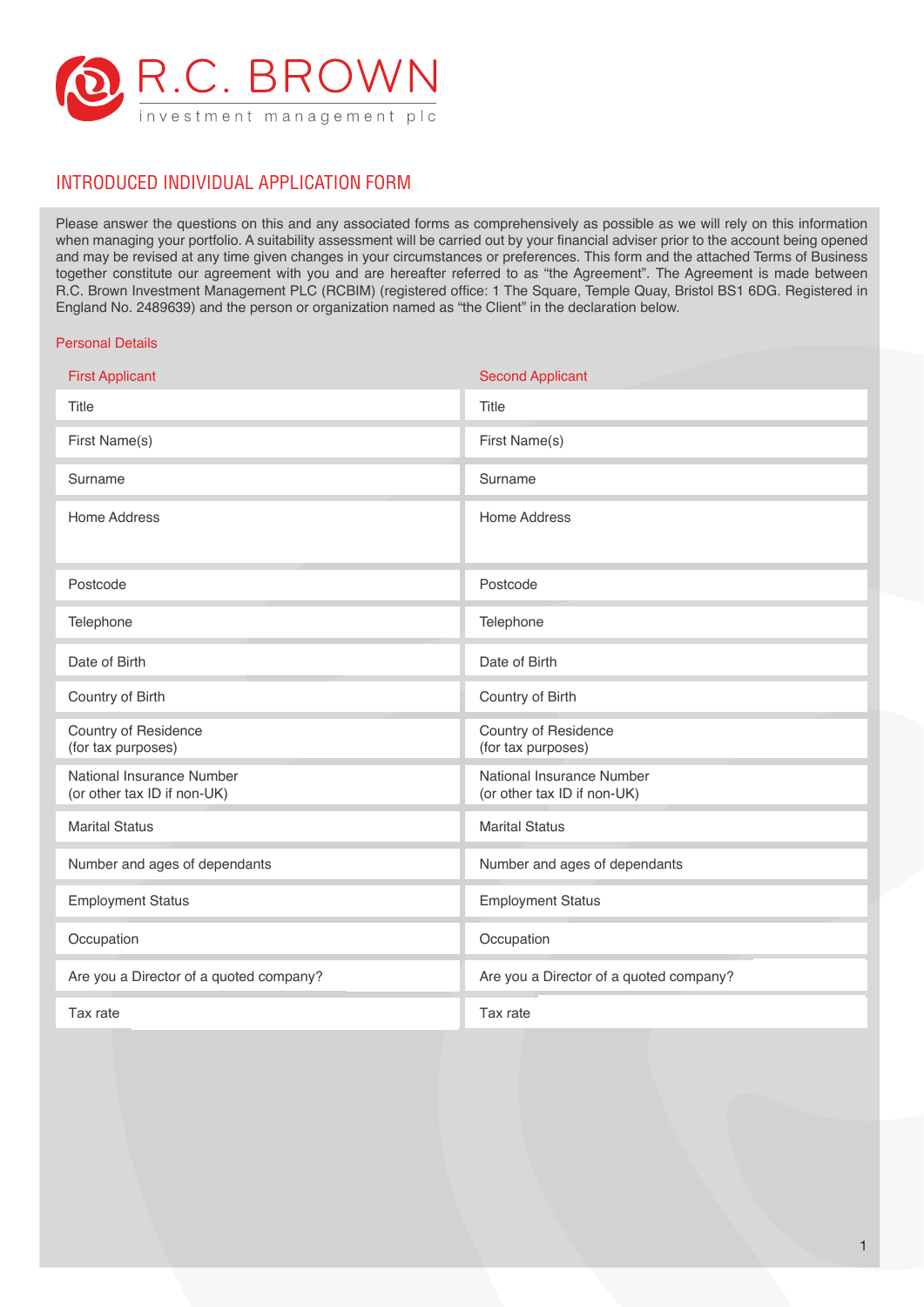R.C. BROWN
investment management plc

# INTRODUCED INDIVIDUAL APPLICATION FORM

Please answer the questions on this and any associated forms as comprehensively as possible as we will rely on this information when managing your portfolio. A suitability assessment will be carried out by your financial adviser prior to the account being opened and may be revised at any time given changes in your circumstances or preferences. This form and the attached Terms of Business together constitute our agreement with you and are hereafter referred to as "the Agreement". The Agreement is made between R.C. Brown Investment Management PLC (RCBIM) (registered office: 1 The Square, Temple Quay, Bristol BS1 6DG. Registered in England No. 2489639) and the person or organization named as "the Client" in the declaration below.

## Personal Details

| First Applicant | Second Applicant |
|---|---|
| Title | Title |
| First Name(s) | First Name(s) |
| Surname | Surname |
| Home Address | Home Address |
| Postcode | Postcode |
| Telephone | Telephone |
| Date of Birth | Date of Birth |
| Country of Birth | Country of Birth |
| Country of Residence (for tax purposes) | Country of Residence (for tax purposes) |
| National Insurance Number (or other tax ID if non-UK) | National Insurance Number (or other tax ID if non-UK) |
| Marital Status | Marital Status |
| Number and ages of dependants | Number and ages of dependants |
| Employment Status | Employment Status |
| Occupation | Occupation |
| Are you a Director of a quoted company? | Are you a Director of a quoted company? |
| Tax rate | Tax rate |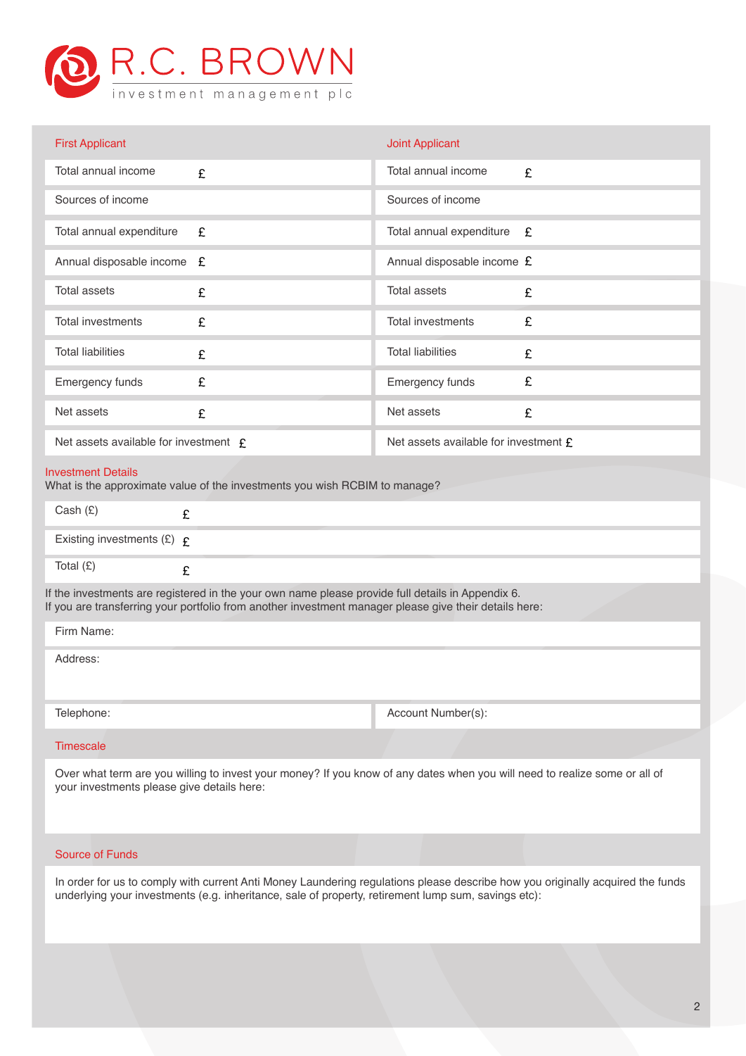R.C. BROWN
investment management plc

| First Applicant | | Joint Applicant | |
|---|---|---|---|
| Total annual income | £ | Total annual income | £ |
| Sources of income | | Sources of income | |
| Total annual expenditure | £ | Total annual expenditure | £ |
| Annual disposable income | £ | Annual disposable income | £ |
| Total assets | £ | Total assets | £ |
| Total investments | £ | Total investments | £ |
| Total liabilities | £ | Total liabilities | £ |
| Emergency funds | £ | Emergency funds | £ |
| Net assets | £ | Net assets | £ |
| Net assets available for investment | £ | Net assets available for investment | £ |

## Investment Details

What is the approximate value of the investments you wish RCBIM to manage?

| | |
|---|---|
| Cash (£) | £ |
| Existing investments (£) | £ |
| Total (£) | £ |

If the investments are registered in the your own name please provide full details in Appendix 6.
If you are transferring your portfolio from another investment manager please give their details here:

Firm Name:

Address:

Telephone:

Account Number(s):

## Timescale

Over what term are you willing to invest your money? If you know of any dates when you will need to realize some or all of your investments please give details here:

## Source of Funds

In order for us to comply with current Anti Money Laundering regulations please describe how you originally acquired the funds underlying your investments (e.g. inheritance, sale of property, retirement lump sum, savings etc):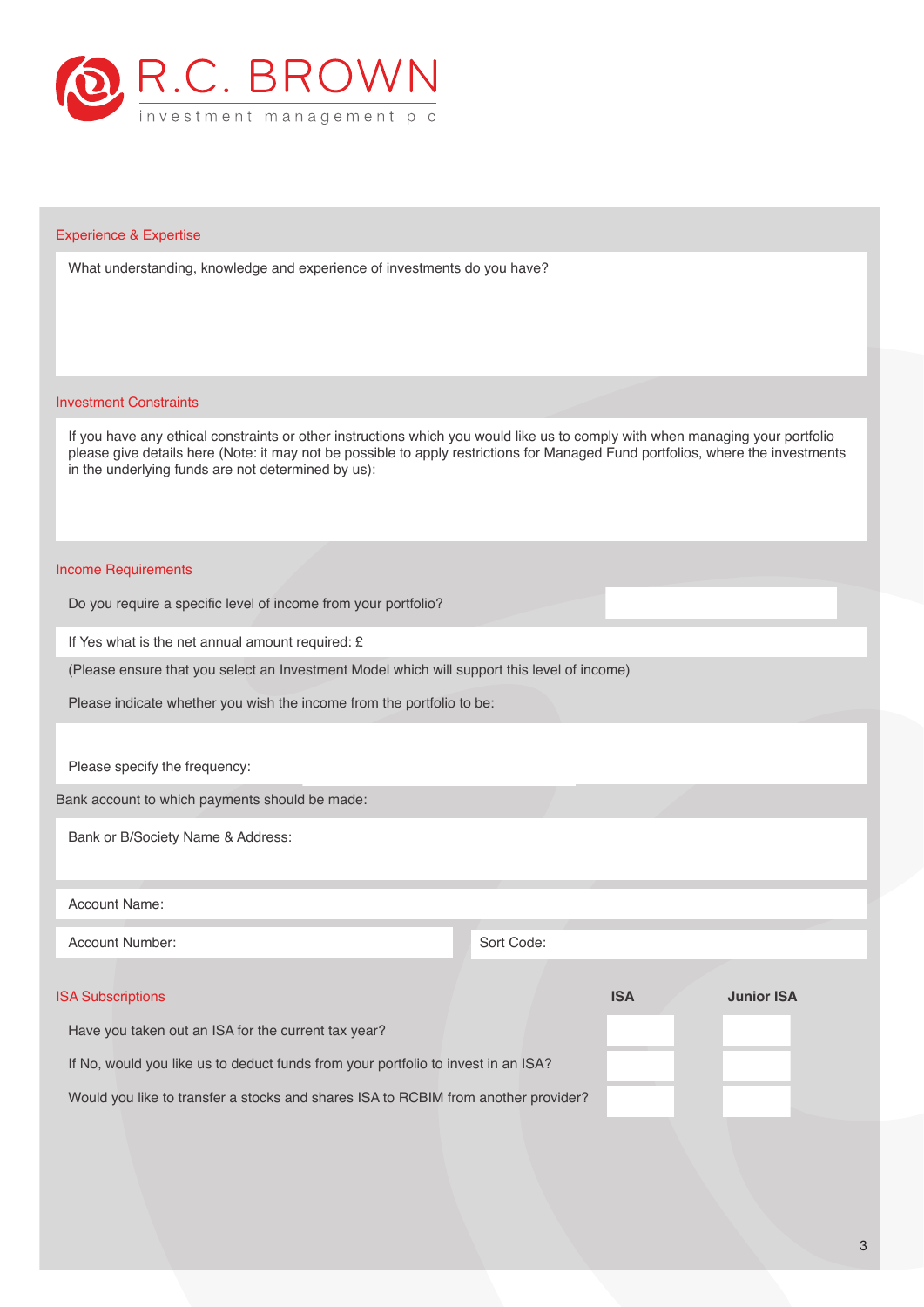R.C. BROWN
investment management plc

## Experience & Expertise

What understanding, knowledge and experience of investments do you have?

## Investment Constraints

If you have any ethical constraints or other instructions which you would like us to comply with when managing your portfolio please give details here (Note: it may not be possible to apply restrictions for Managed Fund portfolios, where the investments in the underlying funds are not determined by us):

## Income Requirements

Do you require a specific level of income from your portfolio?

If Yes what is the net annual amount required: £

(Please ensure that you select an Investment Model which will support this level of income)

Please indicate whether you wish the income from the portfolio to be:

Please specify the frequency:

Bank account to which payments should be made:

Bank or B/Society Name & Address:

Account Name:

Account Number:

Sort Code:

## ISA Subscriptions

| | ISA | Junior ISA |
|---|---|---|
| Have you taken out an ISA for the current tax year? | | |
| If No, would you like us to deduct funds from your portfolio to invest in an ISA? | | |
| Would you like to transfer a stocks and shares ISA to RCBIM from another provider? | | |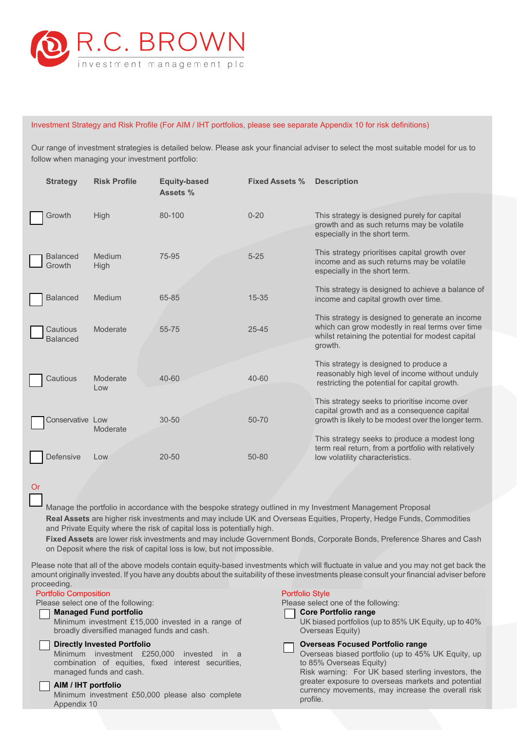# R.C. BROWN investment management plc

## Investment Strategy and Risk Profile (For AIM / IHT portfolios, please see separate Appendix 10 for risk definitions)

Our range of investment strategies is detailed below. Please ask your financial adviser to select the most suitable model for us to follow when managing your investment portfolio:

| | Strategy | Risk Profile | Equity-based Assets % | Fixed Assets % | Description |
|---|---|---|---|---|---|
| ☐ | Growth | High | 80-100 | 0-20 | This strategy is designed purely for capital growth and as such returns may be volatile especially in the short term. |
| ☐ | Balanced Growth | Medium High | 75-95 | 5-25 | This strategy prioritises capital growth over income and as such returns may be volatile especially in the short term. |
| ☐ | Balanced | Medium | 65-85 | 15-35 | This strategy is designed to achieve a balance of income and capital growth over time. |
| ☐ | Cautious Balanced | Moderate | 55-75 | 25-45 | This strategy is designed to generate an income which can grow modestly in real terms over time whilst retaining the potential for modest capital growth. |
| ☐ | Cautious | Moderate Low | 40-60 | 40-60 | This strategy is designed to produce a reasonably high level of income without unduly restricting the potential for capital growth. |
| ☐ | Conservative | Low Moderate | 30-50 | 50-70 | This strategy seeks to prioritise income over capital growth and as a consequence capital growth is likely to be modest over the longer term. |
| ☐ | Defensive | Low | 20-50 | 50-80 | This strategy seeks to produce a modest long term real return, from a portfolio with relatively low volatility characteristics. |

Or

☐ Manage the portfolio in accordance with the bespoke strategy outlined in my Investment Management Proposal

**Real Assets** are higher risk investments and may include UK and Overseas Equities, Property, Hedge Funds, Commodities and Private Equity where the risk of capital loss is potentially high.

**Fixed Assets** are lower risk investments and may include Government Bonds, Corporate Bonds, Preference Shares and Cash on Deposit where the risk of capital loss is low, but not impossible.

Please note that all of the above models contain equity-based investments which will fluctuate in value and you may not get back the amount originally invested. If you have any doubts about the suitability of these investments please consult your financial adviser before proceeding.

### Portfolio Composition

Please select one of the following:

☐ **Managed Fund portfolio**
Minimum investment £15,000 invested in a range of broadly diversified managed funds and cash.

☐ **Directly Invested Portfolio**
Minimum investment £250,000 invested in a combination of equities, fixed interest securities, managed funds and cash.

☐ **AIM / IHT portfolio**
Minimum investment £50,000 please also complete Appendix 10

### Portfolio Style

Please select one of the following:

☐ **Core Portfolio range**
UK biased portfolios (up to 85% UK Equity, up to 40% Overseas Equity)

☐ **Overseas Focused Portfolio range**
Overseas biased portfolio (up to 45% UK Equity, up to 85% Overseas Equity)
Risk warning: For UK based sterling investors, the greater exposure to overseas markets and potential currency movements, may increase the overall risk profile.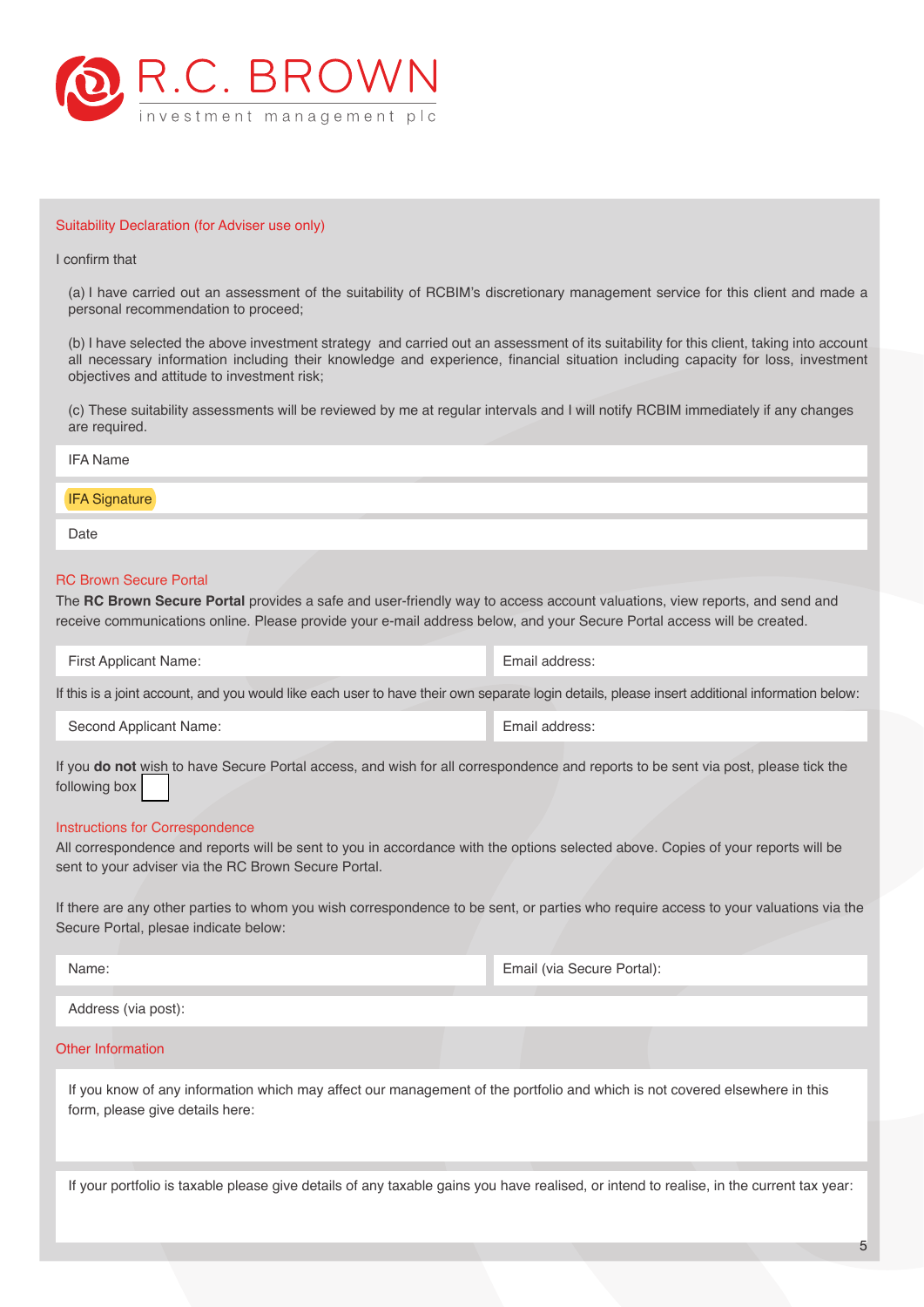R.C. BROWN
investment management plc

## Suitability Declaration (for Adviser use only)

I confirm that

(a) I have carried out an assessment of the suitability of RCBIM's discretionary management service for this client and made a personal recommendation to proceed;

(b) I have selected the above investment strategy and carried out an assessment of its suitability for this client, taking into account all necessary information including their knowledge and experience, financial situation including capacity for loss, investment objectives and attitude to investment risk;

(c) These suitability assessments will be reviewed by me at regular intervals and I will notify RCBIM immediately if any changes are required.

| | |
|---|---|
| IFA Name | |
| IFA Signature | |
| Date | |

## RC Brown Secure Portal

The **RC Brown Secure Portal** provides a safe and user-friendly way to access account valuations, view reports, and send and receive communications online. Please provide your e-mail address below, and your Secure Portal access will be created.

| | |
|---|---|
| First Applicant Name: | Email address: |

If this is a joint account, and you would like each user to have their own separate login details, please insert additional information below:

| | |
|---|---|
| Second Applicant Name: | Email address: |

If you **do not** wish to have Secure Portal access, and wish for all correspondence and reports to be sent via post, please tick the following box ☐

## Instructions for Correspondence

All correspondence and reports will be sent to you in accordance with the options selected above. Copies of your reports will be sent to your adviser via the RC Brown Secure Portal.

If there are any other parties to whom you wish correspondence to be sent, or parties who require access to your valuations via the Secure Portal, plesae indicate below:

| | |
|---|---|
| Name: | Email (via Secure Portal): |
| Address (via post): | |

## Other Information

If you know of any information which may affect our management of the portfolio and which is not covered elsewhere in this form, please give details here:

If your portfolio is taxable please give details of any taxable gains you have realised, or intend to realise, in the current tax year: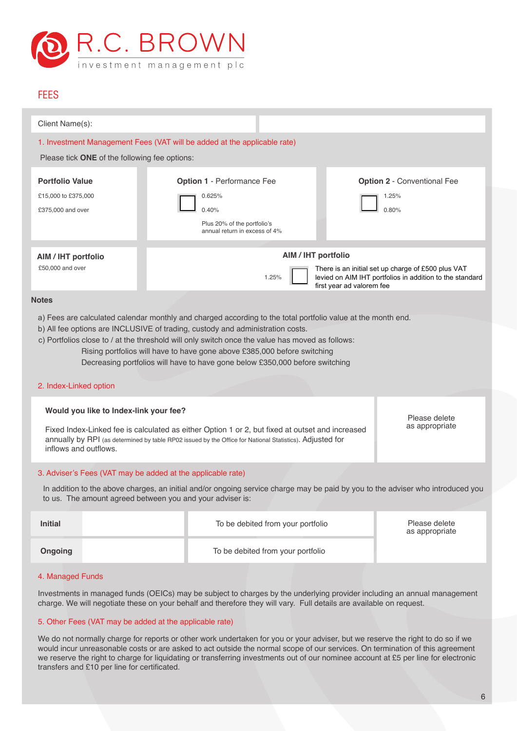R.C. BROWN
investment management plc

# FEES

| Client Name(s): | |
|---|---|

## 1. Investment Management Fees (VAT will be added at the applicable rate)

Please tick **ONE** of the following fee options:

| **Portfolio Value** | **Option 1** - Performance Fee | **Option 2** - Conventional Fee |
|---|---|---|
| £15,000 to £375,000 | 0.625% | 1.25% |
| £375,000 and over | 0.40% | 0.80% |
| | Plus 20% of the portfolio's annual return in excess of 4% | |

| **AIM / IHT portfolio** | **AIM / IHT portfolio** | |
|---|---|---|
| £50,000 and over | 1.25% | There is an initial set up charge of £500 plus VAT levied on AIM IHT portfolios in addition to the standard first year ad valorem fee |

**Notes**

a) Fees are calculated calendar monthly and charged according to the total portfolio value at the month end.
b) All fee options are INCLUSIVE of trading, custody and administration costs.
c) Portfolios close to / at the threshold will only switch once the value has moved as follows:
Rising portfolios will have to have gone above £385,000 before switching
Decreasing portfolios will have to have gone below £350,000 before switching

## 2. Index-Linked option

| | |
|---|---|
| **Would you like to Index-link your fee?**<br><br>Fixed Index-Linked fee is calculated as either Option 1 or 2, but fixed at outset and increased annually by RPI (as determined by table RP02 issued by the Office for National Statistics). Adjusted for inflows and outflows. | Please delete as appropriate |

## 3. Adviser's Fees (VAT may be added at the applicable rate)

In addition to the above charges, an initial and/or ongoing service charge may be paid by you to the adviser who introduced you to us. The amount agreed between you and your adviser is:

| | | | |
|---|---|---|---|
| **Initial** | | To be debited from your portfolio | Please delete as appropriate |
| **Ongoing** | | To be debited from your portfolio | |

## 4. Managed Funds

Investments in managed funds (OEICs) may be subject to charges by the underlying provider including an annual management charge. We will negotiate these on your behalf and therefore they will vary. Full details are available on request.

## 5. Other Fees (VAT may be added at the applicable rate)

We do not normally charge for reports or other work undertaken for you or your adviser, but we reserve the right to do so if we would incur unreasonable costs or are asked to act outside the normal scope of our services. On termination of this agreement we reserve the right to charge for liquidating or transferring investments out of our nominee account at £5 per line for electronic transfers and £10 per line for certificated.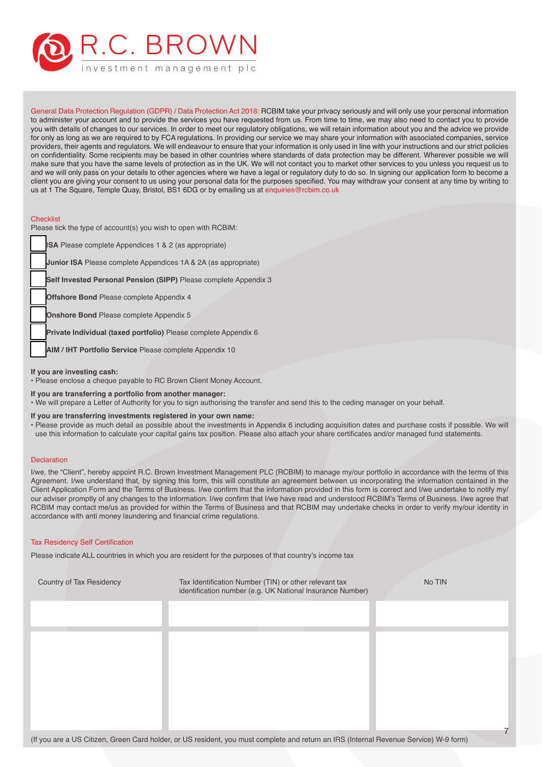R.C. BROWN

investment management plc

General Data Protection Regulation (GDPR) / Data Protection Act 2018: RCBIM take your privacy seriously and will only use your personal information to administer your account and to provide the services you have requested from us. From time to time, we may also need to contact you to provide you with details of changes to our services. In order to meet our regulatory obligations, we will retain information about you and the advice we provide for only as long as we are required to by FCA regulations. In providing our service we may share your information with associated companies, service providers, their agents and regulators. We will endeavour to ensure that your information is only used in line with your instructions and our strict policies on confidentiality. Some recipients may be based in other countries where standards of data protection may be different. Wherever possible we will make sure that you have the same levels of protection as in the UK. We will not contact you to market other services to you unless you request us to and we will only pass on your details to other agencies where we have a legal or regulatory duty to do so. In signing our application form to become a client you are giving your consent to us using your personal data for the purposes specified. You may withdraw your consent at any time by writing to us at 1 The Square, Temple Quay, Bristol, BS1 6DG or by emailing us at enquiries@rcbim.co.uk

## Checklist

Please tick the type of account(s) you wish to open with RCBIM:

- ☐ **ISA** Please complete Appendices 1 & 2 (as appropriate)
- ☐ **Junior ISA** Please complete Appendices 1A & 2A (as appropriate)
- ☐ **Self Invested Personal Pension (SIPP)** Please complete Appendix 3
- ☐ **Offshore Bond** Please complete Appendix 4
- ☐ **Onshore Bond** Please complete Appendix 5
- ☐ **Private Individual (taxed portfolio)** Please complete Appendix 6
- ☐ **AIM / IHT Portfolio Service** Please complete Appendix 10

**If you are investing cash:**

- Please enclose a cheque payable to RC Brown Client Money Account.

**If you are transferring a portfolio from another manager:**

- We will prepare a Letter of Authority for you to sign authorising the transfer and send this to the ceding manager on your behalf.

**If you are transferring investments registered in your own name:**

- Please provide as much detail as possible about the investments in Appendix 6 including acquisition dates and purchase costs if possible. We will use this information to calculate your capital gains tax position. Please also attach your share certificates and/or managed fund statements.

## Declaration

I/we, the "Client", hereby appoint R.C. Brown Investment Management PLC (RCBIM) to manage my/our portfolio in accordance with the terms of this Agreement. I/we understand that, by signing this form, this will constitute an agreement between us incorporating the information contained in the Client Application Form and the Terms of Business. I/we confirm that the information provided in this form is correct and I/we undertake to notify my/our adviser promptly of any changes to the information. I/we confirm that I/we have read and understood RCBIM's Terms of Business. I/we agree that RCBIM may contact me/us as provided for within the Terms of Business and that RCBIM may undertake checks in order to verify my/our identity in accordance with anti money laundering and financial crime regulations.

## Tax Residency Self Certification

Please indicate ALL countries in which you are resident for the purposes of that country's income tax

| Country of Tax Residency | Tax Identification Number (TIN) or other relevant tax identification number (e.g. UK National Insurance Number) | No TIN |
|---|---|---|
| | | |
| | | |

(If you are a US Citizen, Green Card holder, or US resident, you must complete and return an IRS (Internal Revenue Service) W-9 form)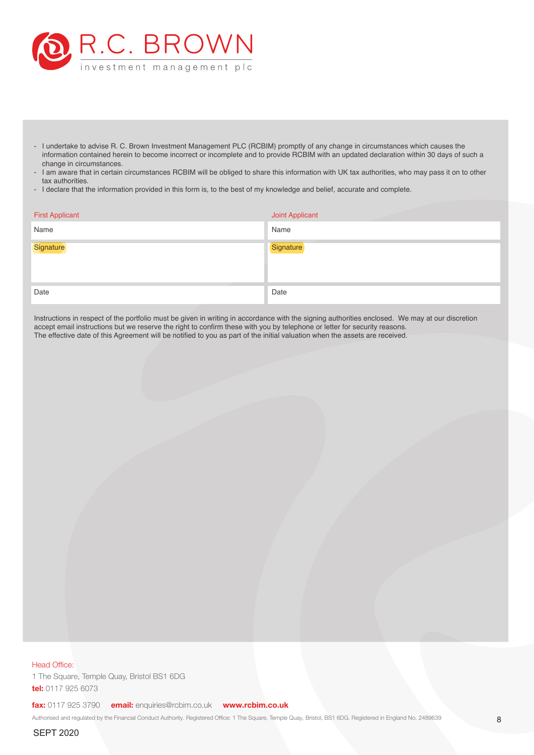R.C. BROWN
investment management plc

- I undertake to advise R. C. Brown Investment Management PLC (RCBIM) promptly of any change in circumstances which causes the information contained herein to become incorrect or incomplete and to provide RCBIM with an updated declaration within 30 days of such a change in circumstances.
- I am aware that in certain circumstances RCBIM will be obliged to share this information with UK tax authorities, who may pass it on to other tax authorities.
- I declare that the information provided in this form is, to the best of my knowledge and belief, accurate and complete.

| First Applicant | Joint Applicant |
|---|---|
| Name | Name |
| Signature | Signature |
| Date | Date |

Instructions in respect of the portfolio must be given in writing in accordance with the signing authorities enclosed. We may at our discretion accept email instructions but we reserve the right to confirm these with you by telephone or letter for security reasons.
The effective date of this Agreement will be notified to you as part of the initial valuation when the assets are received.

Head Office:
1 The Square, Temple Quay, Bristol BS1 6DG
**tel:** 0117 925 6073

**fax:** 0117 925 3790 **email:** enquiries@rcbim.co.uk **www.rcbim.co.uk**

Authorised and regulated by the Financial Conduct Authority. Registered Office: 1 The Square, Temple Quay, Bristol, BS1 6DG. Registered in England No. 2489639

SEPT 2020